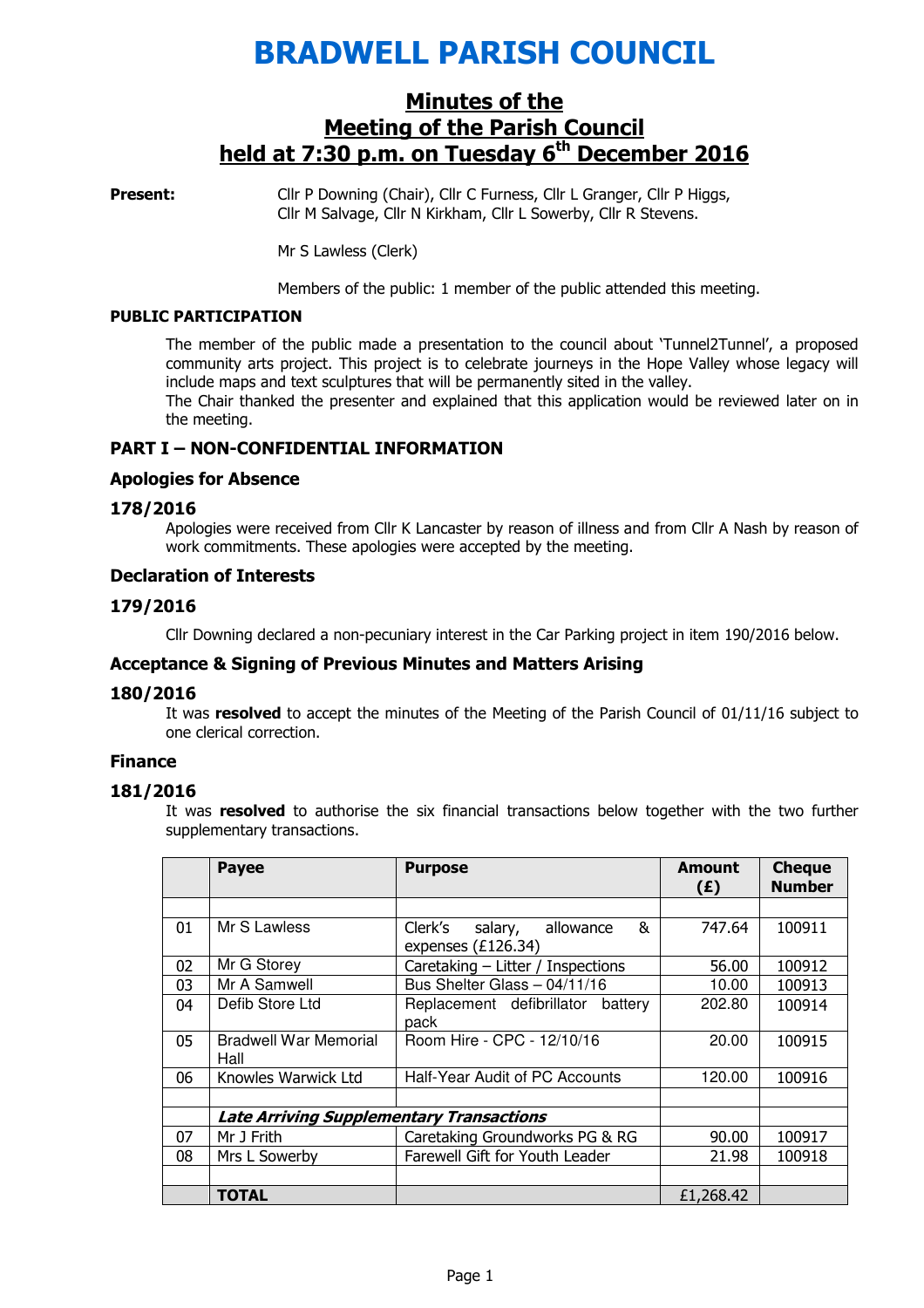# BRADWELL PARISH COUNCIL

## Minutes of the Meeting of the Parish Council held at 7:30 p.m. on Tuesday 6th December 2016

**Present:** Cllr P Downing (Chair), Cllr C Furness, Cllr L Granger, Cllr P Higgs, Cllr M Salvage, Cllr N Kirkham, Cllr L Sowerby, Cllr R Stevens.

Mr S Lawless (Clerk)

Members of the public: 1 member of the public attended this meeting.

**PUBLIC PARTICIPATION**

The member of the public made a presentation to the council about 'Tunnel2Tunnel', a proposed community arts project. This project is to celebrate journeys in the Hope Valley whose legacy will include maps and text sculptures that will be permanently sited in the valley.
The Chair thanked the presenter and explained that this application would be reviewed later on in the meeting.

### PART I – NON-CONFIDENTIAL INFORMATION

### Apologies for Absence

### 178/2016

Apologies were received from Cllr K Lancaster by reason of illness and from Cllr A Nash by reason of work commitments. These apologies were accepted by the meeting.

### Declaration of Interests

### 179/2016

Cllr Downing declared a non-pecuniary interest in the Car Parking project in item 190/2016 below.

### Acceptance & Signing of Previous Minutes and Matters Arising

### 180/2016

It was **resolved** to accept the minutes of the Meeting of the Parish Council of 01/11/16 subject to one clerical correction.

### Finance

### 181/2016

It was **resolved** to authorise the six financial transactions below together with the two further supplementary transactions.

| | Payee | Purpose | Amount (£) | Cheque Number |
|---|---|---|---|---|
| | | | | |
| 01 | Mr S Lawless | Clerk's salary, allowance & expenses (£126.34) | 747.64 | 100911 |
| 02 | Mr G Storey | Caretaking – Litter / Inspections | 56.00 | 100912 |
| 03 | Mr A Samwell | Bus Shelter Glass – 04/11/16 | 10.00 | 100913 |
| 04 | Defib Store Ltd | Replacement defibrillator battery pack | 202.80 | 100914 |
| 05 | Bradwell War Memorial Hall | Room Hire - CPC - 12/10/16 | 20.00 | 100915 |
| 06 | Knowles Warwick Ltd | Half-Year Audit of PC Accounts | 120.00 | 100916 |
| | | | | |
| | ***Late Arriving Supplementary Transactions*** | | | |
| 07 | Mr J Frith | Caretaking Groundworks PG & RG | 90.00 | 100917 |
| 08 | Mrs L Sowerby | Farewell Gift for Youth Leader | 21.98 | 100918 |
| | | | | |
| | **TOTAL** | | £1,268.42 | |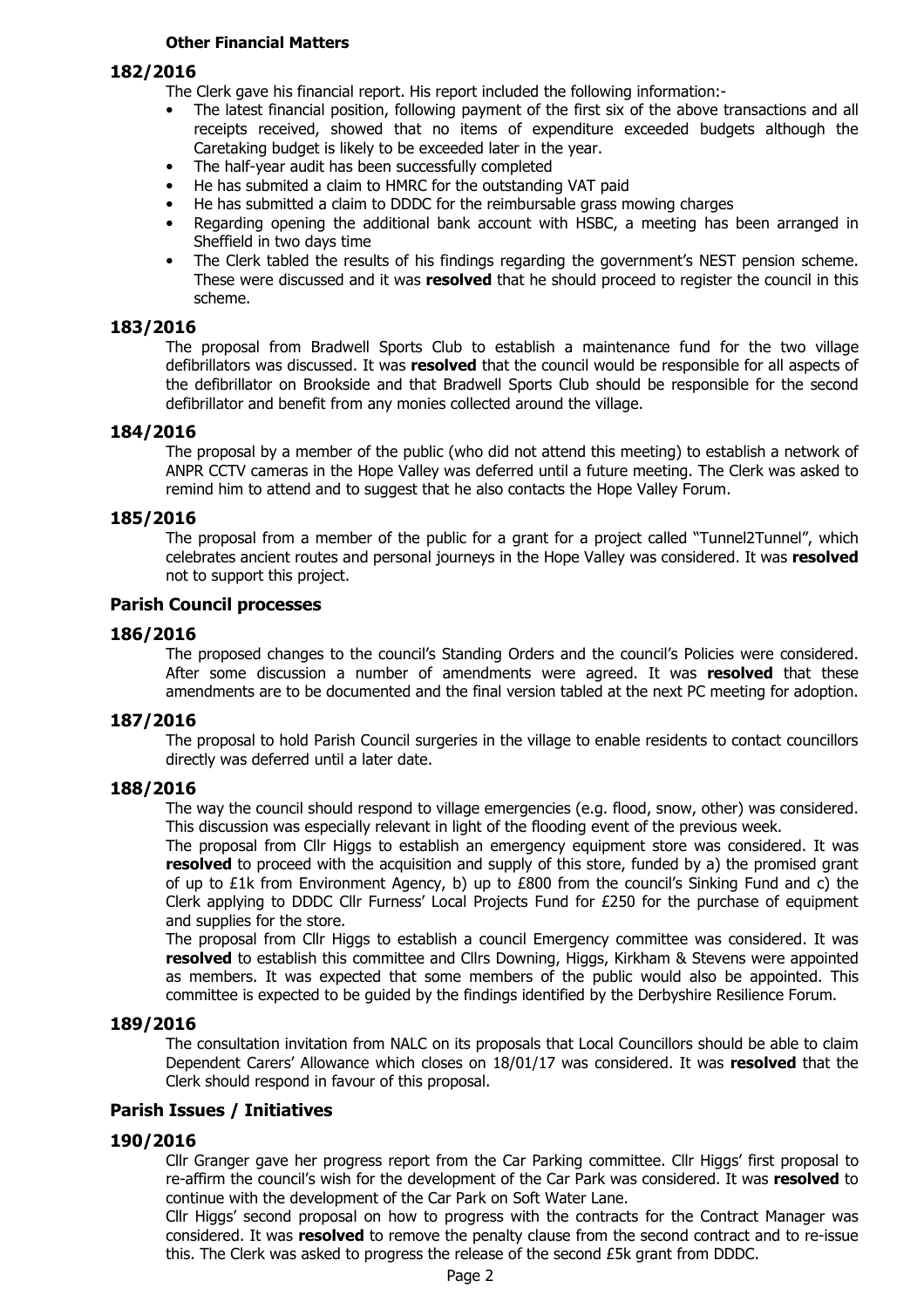**Other Financial Matters**

### 182/2016

The Clerk gave his financial report. His report included the following information:-

- The latest financial position, following payment of the first six of the above transactions and all receipts received, showed that no items of expenditure exceeded budgets although the Caretaking budget is likely to be exceeded later in the year.
- The half-year audit has been successfully completed
- He has submited a claim to HMRC for the outstanding VAT paid
- He has submitted a claim to DDDC for the reimbursable grass mowing charges
- Regarding opening the additional bank account with HSBC, a meeting has been arranged in Sheffield in two days time
- The Clerk tabled the results of his findings regarding the government's NEST pension scheme. These were discussed and it was **resolved** that he should proceed to register the council in this scheme.

### 183/2016

The proposal from Bradwell Sports Club to establish a maintenance fund for the two village defibrillators was discussed. It was **resolved** that the council would be responsible for all aspects of the defibrillator on Brookside and that Bradwell Sports Club should be responsible for the second defibrillator and benefit from any monies collected around the village.

### 184/2016

The proposal by a member of the public (who did not attend this meeting) to establish a network of ANPR CCTV cameras in the Hope Valley was deferred until a future meeting. The Clerk was asked to remind him to attend and to suggest that he also contacts the Hope Valley Forum.

### 185/2016

The proposal from a member of the public for a grant for a project called "Tunnel2Tunnel", which celebrates ancient routes and personal journeys in the Hope Valley was considered. It was **resolved** not to support this project.

## Parish Council processes

### 186/2016

The proposed changes to the council's Standing Orders and the council's Policies were considered. After some discussion a number of amendments were agreed. It was **resolved** that these amendments are to be documented and the final version tabled at the next PC meeting for adoption.

### 187/2016

The proposal to hold Parish Council surgeries in the village to enable residents to contact councillors directly was deferred until a later date.

### 188/2016

The way the council should respond to village emergencies (e.g. flood, snow, other) was considered. This discussion was especially relevant in light of the flooding event of the previous week.

The proposal from Cllr Higgs to establish an emergency equipment store was considered. It was **resolved** to proceed with the acquisition and supply of this store, funded by a) the promised grant of up to £1k from Environment Agency, b) up to £800 from the council's Sinking Fund and c) the Clerk applying to DDDC Cllr Furness' Local Projects Fund for £250 for the purchase of equipment and supplies for the store.

The proposal from Cllr Higgs to establish a council Emergency committee was considered. It was **resolved** to establish this committee and Cllrs Downing, Higgs, Kirkham & Stevens were appointed as members. It was expected that some members of the public would also be appointed. This committee is expected to be guided by the findings identified by the Derbyshire Resilience Forum.

### 189/2016

The consultation invitation from NALC on its proposals that Local Councillors should be able to claim Dependent Carers' Allowance which closes on 18/01/17 was considered. It was **resolved** that the Clerk should respond in favour of this proposal.

## Parish Issues / Initiatives

### 190/2016

Cllr Granger gave her progress report from the Car Parking committee. Cllr Higgs' first proposal to re-affirm the council's wish for the development of the Car Park was considered. It was **resolved** to continue with the development of the Car Park on Soft Water Lane.

Cllr Higgs' second proposal on how to progress with the contracts for the Contract Manager was considered. It was **resolved** to remove the penalty clause from the second contract and to re-issue this. The Clerk was asked to progress the release of the second £5k grant from DDDC.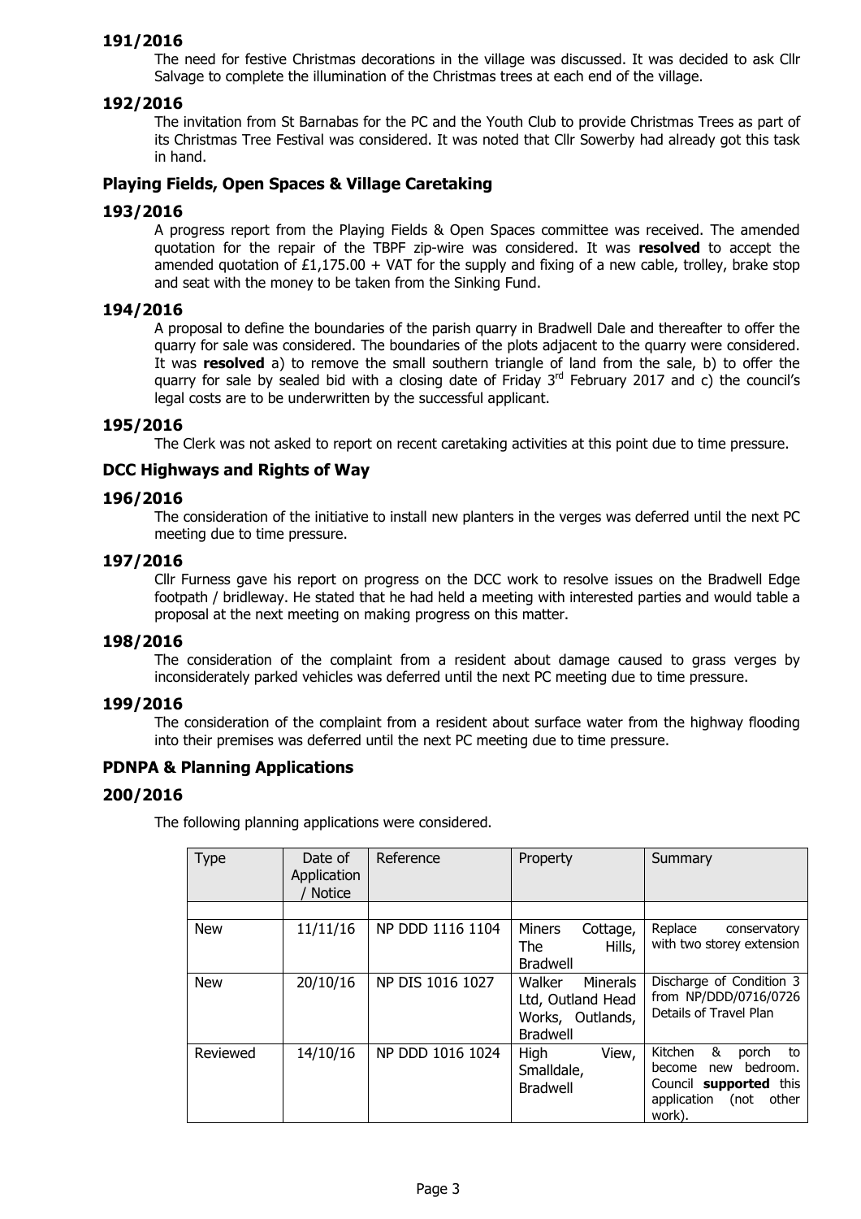### 191/2016

The need for festive Christmas decorations in the village was discussed. It was decided to ask Cllr Salvage to complete the illumination of the Christmas trees at each end of the village.

### 192/2016

The invitation from St Barnabas for the PC and the Youth Club to provide Christmas Trees as part of its Christmas Tree Festival was considered. It was noted that Cllr Sowerby had already got this task in hand.

## Playing Fields, Open Spaces & Village Caretaking

### 193/2016

A progress report from the Playing Fields & Open Spaces committee was received. The amended quotation for the repair of the TBPF zip-wire was considered. It was **resolved** to accept the amended quotation of £1,175.00 + VAT for the supply and fixing of a new cable, trolley, brake stop and seat with the money to be taken from the Sinking Fund.

### 194/2016

A proposal to define the boundaries of the parish quarry in Bradwell Dale and thereafter to offer the quarry for sale was considered. The boundaries of the plots adjacent to the quarry were considered. It was **resolved** a) to remove the small southern triangle of land from the sale, b) to offer the quarry for sale by sealed bid with a closing date of Friday 3rd February 2017 and c) the council's legal costs are to be underwritten by the successful applicant.

### 195/2016

The Clerk was not asked to report on recent caretaking activities at this point due to time pressure.

## DCC Highways and Rights of Way

### 196/2016

The consideration of the initiative to install new planters in the verges was deferred until the next PC meeting due to time pressure.

### 197/2016

Cllr Furness gave his report on progress on the DCC work to resolve issues on the Bradwell Edge footpath / bridleway. He stated that he had held a meeting with interested parties and would table a proposal at the next meeting on making progress on this matter.

### 198/2016

The consideration of the complaint from a resident about damage caused to grass verges by inconsiderately parked vehicles was deferred until the next PC meeting due to time pressure.

### 199/2016

The consideration of the complaint from a resident about surface water from the highway flooding into their premises was deferred until the next PC meeting due to time pressure.

## PDNPA & Planning Applications

### 200/2016

The following planning applications were considered.

| Type | Date of Application / Notice | Reference | Property | Summary |
|---|---|---|---|---|
| | | | | |
| New | 11/11/16 | NP DDD 1116 1104 | Miners Cottage, The Hills, Bradwell | Replace conservatory with two storey extension |
| New | 20/10/16 | NP DIS 1016 1027 | Walker Minerals Ltd, Outland Head Works, Outlands, Bradwell | Discharge of Condition 3 from NP/DDD/0716/0726 Details of Travel Plan |
| Reviewed | 14/10/16 | NP DDD 1016 1024 | High View, Smalldale, Bradwell | Kitchen & porch to become new bedroom. Council **supported** this application (not other work). |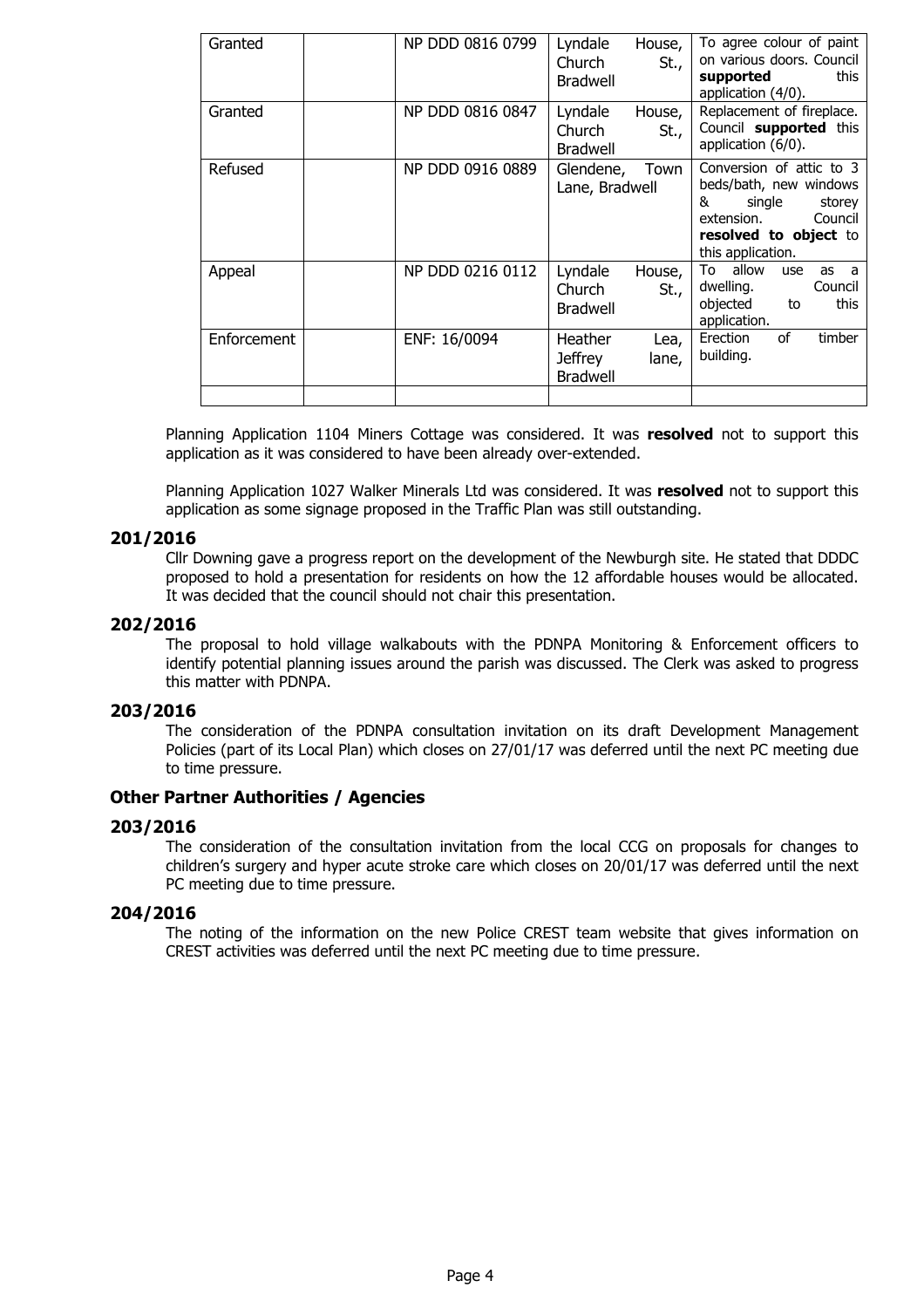| Granted | | NP DDD 0816 0799 | Lyndale House, Church St., Bradwell | To agree colour of paint on various doors. Council **supported** this application (4/0). |
|---|---|---|---|---|
| Granted | | NP DDD 0816 0847 | Lyndale House, Church St., Bradwell | Replacement of fireplace. Council **supported** this application (6/0). |
| Refused | | NP DDD 0916 0889 | Glendene, Town Lane, Bradwell | Conversion of attic to 3 beds/bath, new windows & single storey extension. Council **resolved to object** to this application. |
| Appeal | | NP DDD 0216 0112 | Lyndale House, Church St., Bradwell | To allow use as a dwelling. Council objected to this application. |
| Enforcement | | ENF: 16/0094 | Heather Lea, Jeffrey lane, Bradwell | Erection of timber building. |
| | | | | |

Planning Application 1104 Miners Cottage was considered. It was **resolved** not to support this application as it was considered to have been already over-extended.

Planning Application 1027 Walker Minerals Ltd was considered. It was **resolved** not to support this application as some signage proposed in the Traffic Plan was still outstanding.

### 201/2016

Cllr Downing gave a progress report on the development of the Newburgh site. He stated that DDDC proposed to hold a presentation for residents on how the 12 affordable houses would be allocated. It was decided that the council should not chair this presentation.

### 202/2016

The proposal to hold village walkabouts with the PDNPA Monitoring & Enforcement officers to identify potential planning issues around the parish was discussed. The Clerk was asked to progress this matter with PDNPA.

### 203/2016

The consideration of the PDNPA consultation invitation on its draft Development Management Policies (part of its Local Plan) which closes on 27/01/17 was deferred until the next PC meeting due to time pressure.

## Other Partner Authorities / Agencies

### 203/2016

The consideration of the consultation invitation from the local CCG on proposals for changes to children's surgery and hyper acute stroke care which closes on 20/01/17 was deferred until the next PC meeting due to time pressure.

### 204/2016

The noting of the information on the new Police CREST team website that gives information on CREST activities was deferred until the next PC meeting due to time pressure.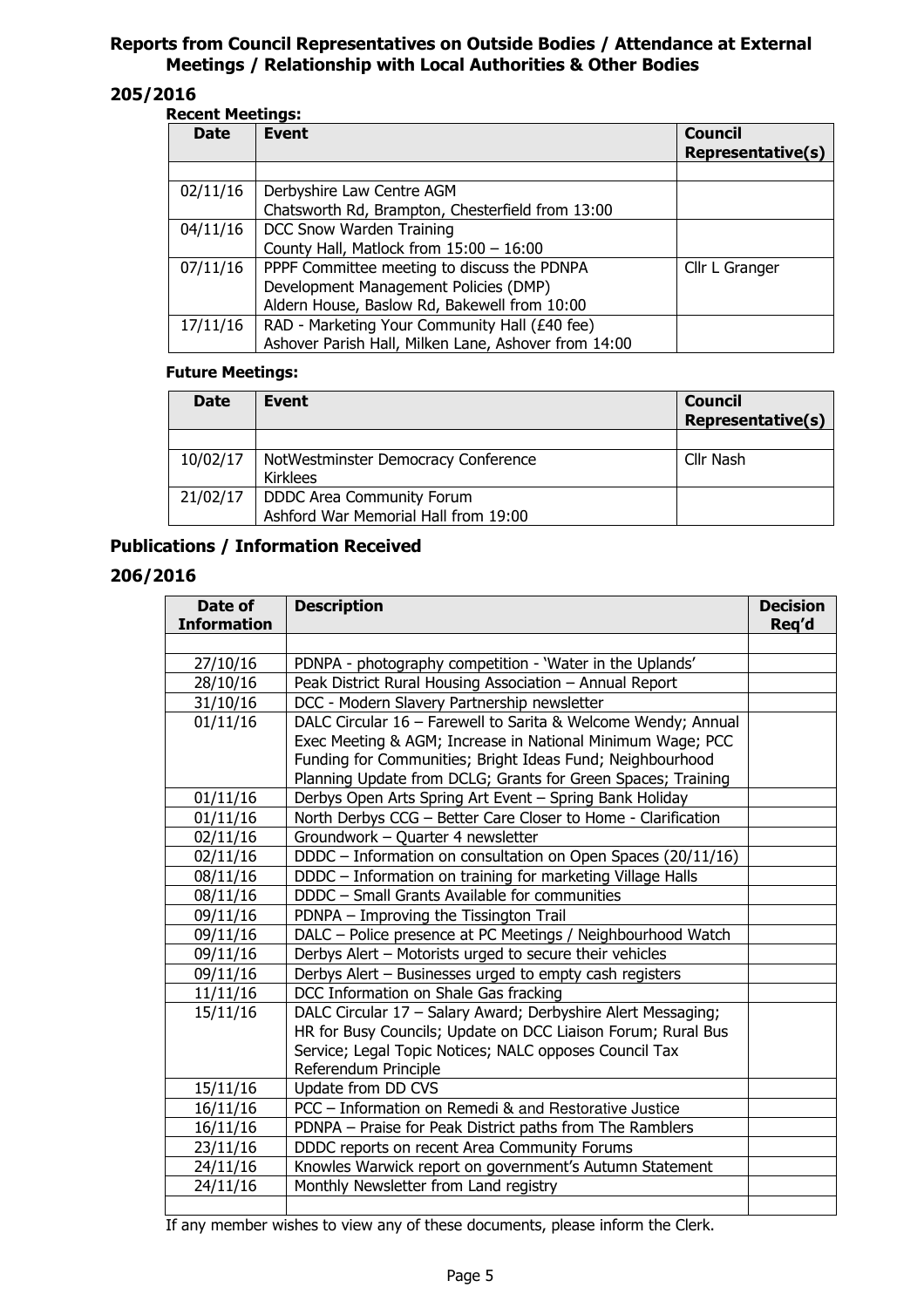## Reports from Council Representatives on Outside Bodies / Attendance at External Meetings / Relationship with Local Authorities & Other Bodies

### 205/2016

**Recent Meetings:**

| Date | Event | Council Representative(s) |
|---|---|---|
| | | |
| 02/11/16 | Derbyshire Law Centre AGM<br>Chatsworth Rd, Brampton, Chesterfield from 13:00 | |
| 04/11/16 | DCC Snow Warden Training<br>County Hall, Matlock from 15:00 – 16:00 | |
| 07/11/16 | PPPF Committee meeting to discuss the PDNPA Development Management Policies (DMP)<br>Aldern House, Baslow Rd, Bakewell from 10:00 | Cllr L Granger |
| 17/11/16 | RAD - Marketing Your Community Hall (£40 fee)<br>Ashover Parish Hall, Milken Lane, Ashover from 14:00 | |

**Future Meetings:**

| Date | Event | Council Representative(s) |
|---|---|---|
| | | |
| 10/02/17 | NotWestminster Democracy Conference<br>Kirklees | Cllr Nash |
| 21/02/17 | DDDC Area Community Forum<br>Ashford War Memorial Hall from 19:00 | |

## Publications / Information Received

### 206/2016

| Date of Information | Description | Decision Req'd |
|---|---|---|
| | | |
| 27/10/16 | PDNPA - photography competition - 'Water in the Uplands' | |
| 28/10/16 | Peak District Rural Housing Association – Annual Report | |
| 31/10/16 | DCC - Modern Slavery Partnership newsletter | |
| 01/11/16 | DALC Circular 16 – Farewell to Sarita & Welcome Wendy; Annual Exec Meeting & AGM; Increase in National Minimum Wage; PCC Funding for Communities; Bright Ideas Fund; Neighbourhood Planning Update from DCLG; Grants for Green Spaces; Training | |
| 01/11/16 | Derbys Open Arts Spring Art Event – Spring Bank Holiday | |
| 01/11/16 | North Derbys CCG – Better Care Closer to Home - Clarification | |
| 02/11/16 | Groundwork – Quarter 4 newsletter | |
| 02/11/16 | DDDC – Information on consultation on Open Spaces (20/11/16) | |
| 08/11/16 | DDDC – Information on training for marketing Village Halls | |
| 08/11/16 | DDDC – Small Grants Available for communities | |
| 09/11/16 | PDNPA – Improving the Tissington Trail | |
| 09/11/16 | DALC – Police presence at PC Meetings / Neighbourhood Watch | |
| 09/11/16 | Derbys Alert – Motorists urged to secure their vehicles | |
| 09/11/16 | Derbys Alert – Businesses urged to empty cash registers | |
| 11/11/16 | DCC Information on Shale Gas fracking | |
| 15/11/16 | DALC Circular 17 – Salary Award; Derbyshire Alert Messaging; HR for Busy Councils; Update on DCC Liaison Forum; Rural Bus Service; Legal Topic Notices; NALC opposes Council Tax Referendum Principle | |
| 15/11/16 | Update from DD CVS | |
| 16/11/16 | PCC – Information on Remedi & and Restorative Justice | |
| 16/11/16 | PDNPA – Praise for Peak District paths from The Ramblers | |
| 23/11/16 | DDDC reports on recent Area Community Forums | |
| 24/11/16 | Knowles Warwick report on government's Autumn Statement | |
| 24/11/16 | Monthly Newsletter from Land registry | |
| | | |

If any member wishes to view any of these documents, please inform the Clerk.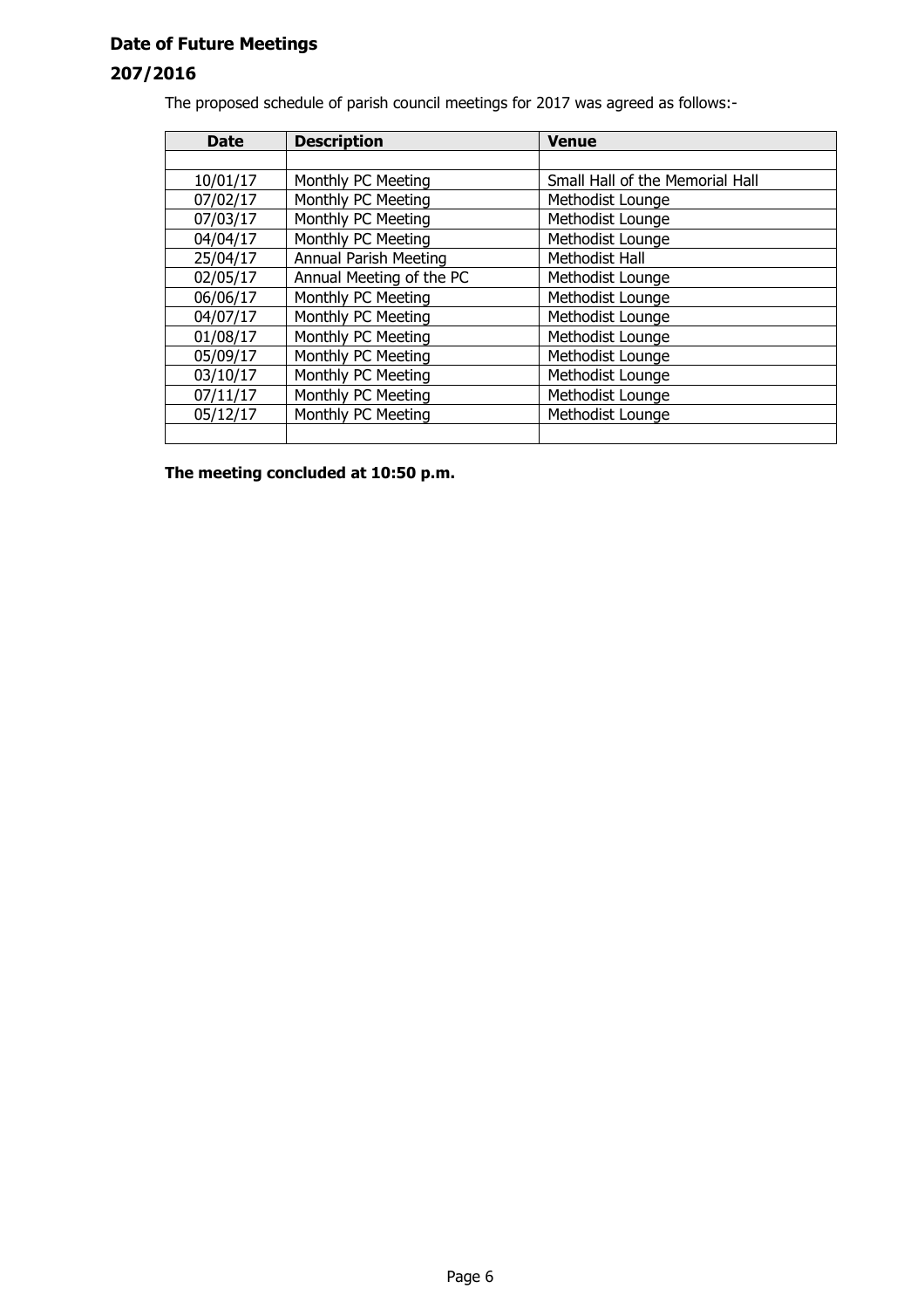**Date of Future Meetings**

**207/2016**

The proposed schedule of parish council meetings for 2017 was agreed as follows:-

| Date | Description | Venue |
|---|---|---|
| | | |
| 10/01/17 | Monthly PC Meeting | Small Hall of the Memorial Hall |
| 07/02/17 | Monthly PC Meeting | Methodist Lounge |
| 07/03/17 | Monthly PC Meeting | Methodist Lounge |
| 04/04/17 | Monthly PC Meeting | Methodist Lounge |
| 25/04/17 | Annual Parish Meeting | Methodist Hall |
| 02/05/17 | Annual Meeting of the PC | Methodist Lounge |
| 06/06/17 | Monthly PC Meeting | Methodist Lounge |
| 04/07/17 | Monthly PC Meeting | Methodist Lounge |
| 01/08/17 | Monthly PC Meeting | Methodist Lounge |
| 05/09/17 | Monthly PC Meeting | Methodist Lounge |
| 03/10/17 | Monthly PC Meeting | Methodist Lounge |
| 07/11/17 | Monthly PC Meeting | Methodist Lounge |
| 05/12/17 | Monthly PC Meeting | Methodist Lounge |
| | | |

**The meeting concluded at 10:50 p.m.**